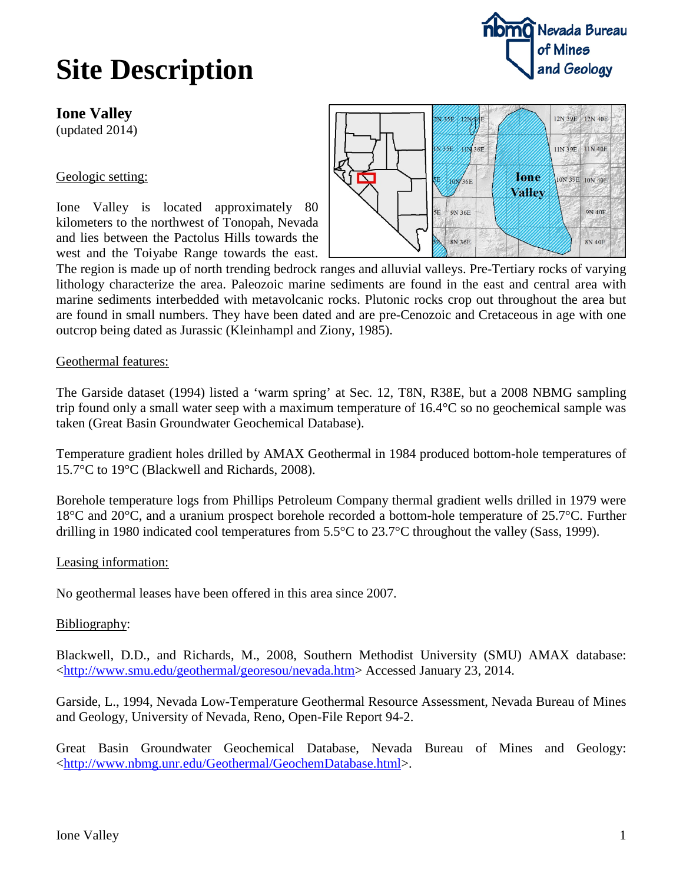# Site Description

## Ione Valley

(updated 2014)

Geologic setting:

Ione Valley is located approximately 80 kilometers to the northwest of Tonopah, Nevada and lies between the Pactolus Hills towards the west and the Toiyabe Range towards the east. The region is made up of north trending bedrock ranges and alluvial valleys. Pre-Tertiary rocks of varying lithology characterize the area. Paleozoic marine sediments are found in the east and central area with marine sediments interbedded with metavolcanic rocks. Plutonic rocks crop out throughout the area but are found in small numbers. They have been dated and are pre-Cenozoic and Cretaceous in age with one outcrop being dated as Jurassic (Kleinhampl and Ziony, 1985).

Geothermal features:

The Garside dataset (1994) listed a 'warm spring' at Sec. 12, T8N, R38E, but a 2008 NBMG sampling trip found only a small water seep with a maximum temperature of 16.4°C so no geochemical sample was taken (Great Basin Groundwater Geochemical Database).

Temperature gradient holes drilled by AMAX Geothermal in 1984 produced bottom-hole temperatures of 15.7°C to 19°C (Blackwell and Richards, 2008).

Borehole temperature logs from Phillips Petroleum Company thermal gradient wells drilled in 1979 were 18°C and 20°C, and a uranium prospect borehole recorded a bottom-hole temperature of 25.7°C. Further drilling in 1980 indicated cool temperatures from 5.5°C to 23.7°C throughout the valley (Sass, 1999).

Leasing information:

No geothermal leases have been offered in this area since 2007.

Bibliography:

Blackwell, D.D., and Richards, M., 2008, Southern Methodist University (SMU) AMAX database: <http://www.smu.edu/geothermal/georesou/nevada.htm> Accessed January 23, 2014.

Garside, L., 1994, Nevada Low-Temperature Geothermal Resource Assessment, Nevada Bureau of Mines and Geology, University of Nevada, Reno, Open-File Report 94-2.

Great Basin Groundwater Geochemical Database, Nevada Bureau of Mines and Geology: <http://www.nbmg.unr.edu/Geothermal/GeochemDatabase.html>.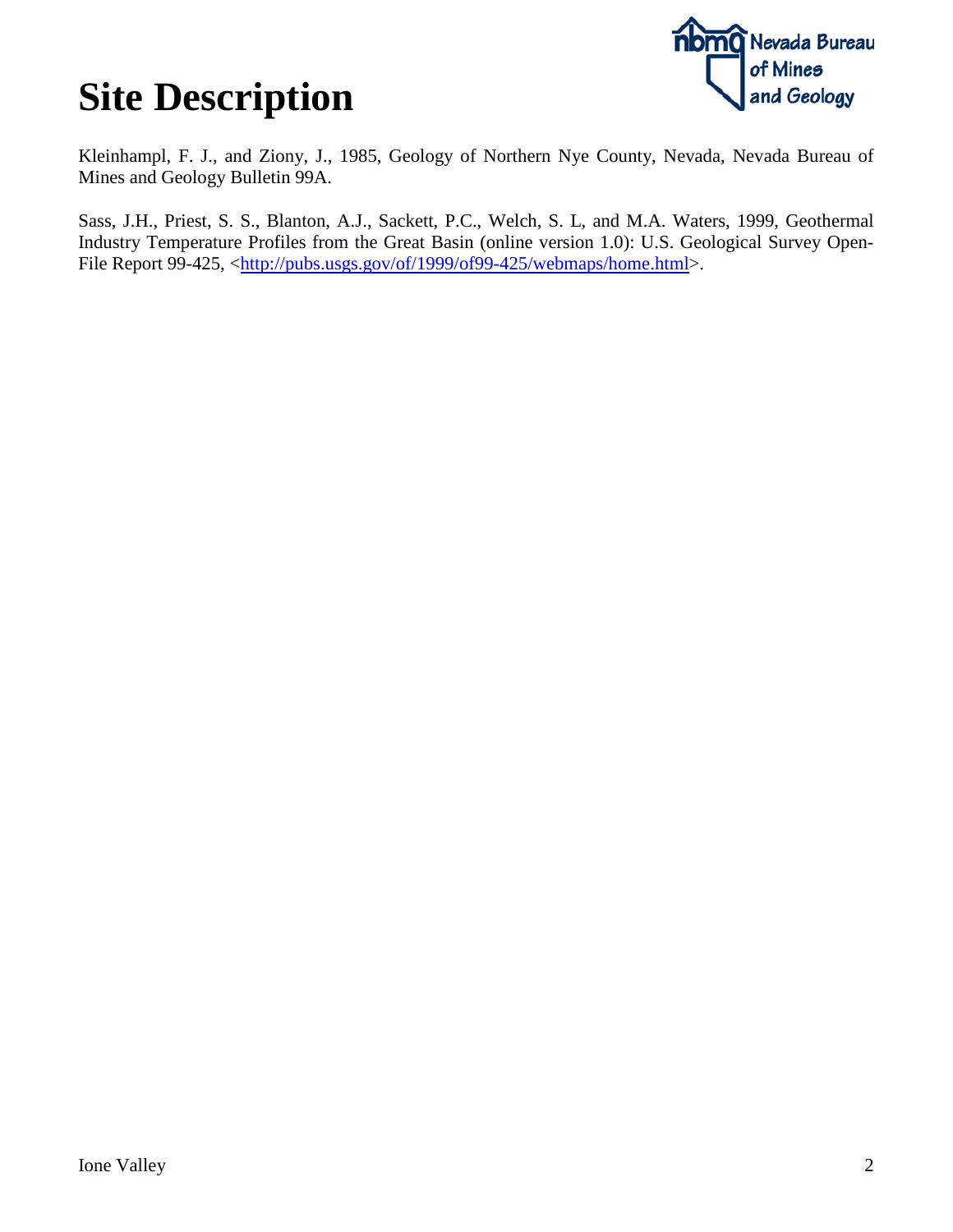# Site Description

Kleinhampl, F. J., and Ziony, J., 1985, Geology of Northern Nye County, Nevada, Nevada Bureau of Mines and Geology Bulletin 99A.

Sass, J.H., Priest, S. S., Blanton, A.J., Sackett, P.C., Welch, S. L, and M.A. Waters, 1999, Geothermal Industry Temperature Profiles from the Great Basin (online version 1.0): U.S. Geological Survey Open-File Report 99-425, <http://pubs.usgs.gov/of/1999/of99-425/webmaps/home.html>.